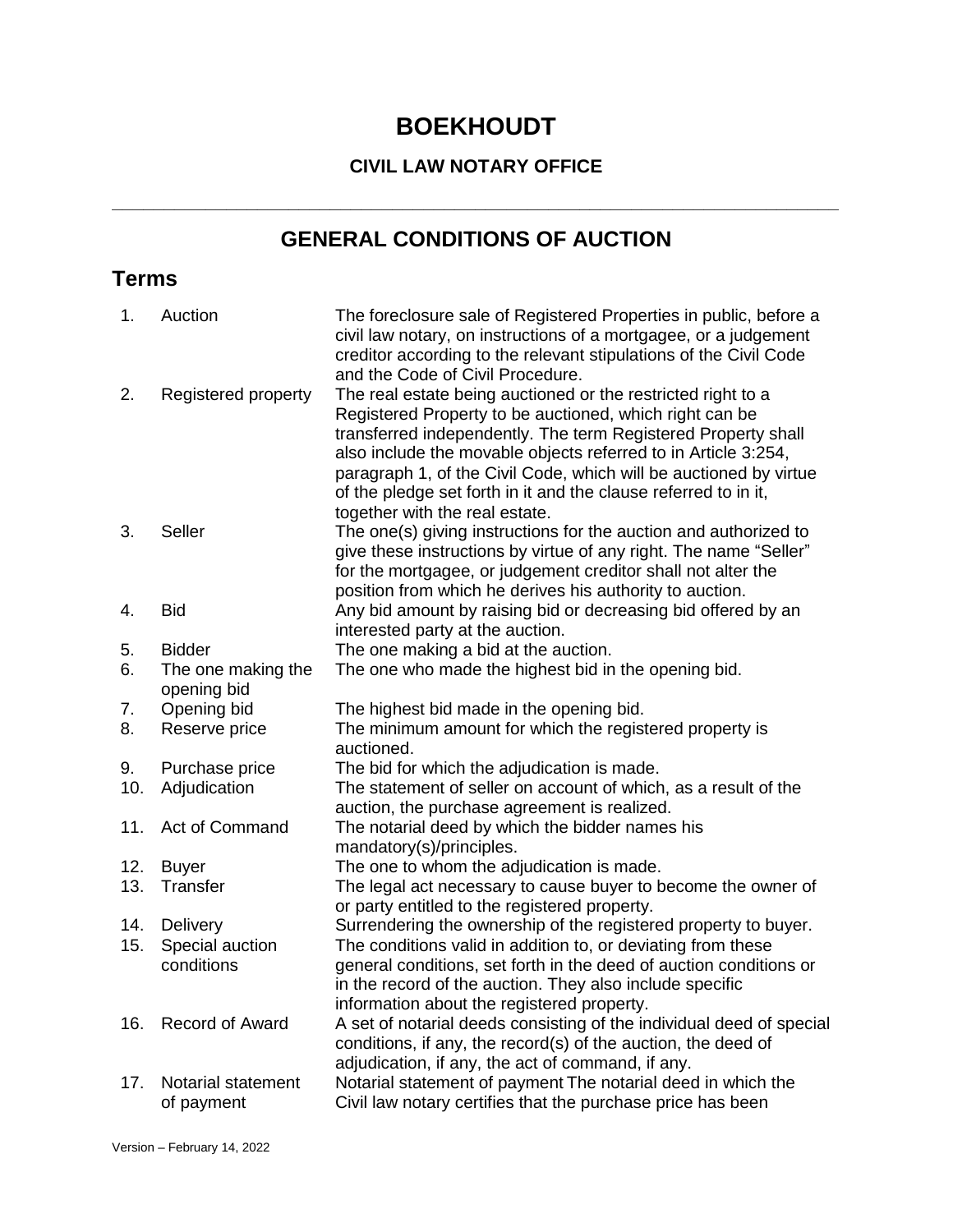# BOEKHOUDT

**CIVIL LAW NOTARY OFFICE**

---

## GENERAL CONDITIONS OF AUCTION

## Terms

| | | |
|---|---|---|
| 1. | Auction | The foreclosure sale of Registered Properties in public, before a civil law notary, on instructions of a mortgagee, or a judgement creditor according to the relevant stipulations of the Civil Code and the Code of Civil Procedure. |
| 2. | Registered property | The real estate being auctioned or the restricted right to a Registered Property to be auctioned, which right can be transferred independently. The term Registered Property shall also include the movable objects referred to in Article 3:254, paragraph 1, of the Civil Code, which will be auctioned by virtue of the pledge set forth in it and the clause referred to in it, together with the real estate. |
| 3. | Seller | The one(s) giving instructions for the auction and authorized to give these instructions by virtue of any right. The name "Seller" for the mortgagee, or judgement creditor shall not alter the position from which he derives his authority to auction. |
| 4. | Bid | Any bid amount by raising bid or decreasing bid offered by an interested party at the auction. |
| 5. | Bidder | The one making a bid at the auction. |
| 6. | The one making the opening bid | The one who made the highest bid in the opening bid. |
| 7. | Opening bid | The highest bid made in the opening bid. |
| 8. | Reserve price | The minimum amount for which the registered property is auctioned. |
| 9. | Purchase price | The bid for which the adjudication is made. |
| 10. | Adjudication | The statement of seller on account of which, as a result of the auction, the purchase agreement is realized. |
| 11. | Act of Command | The notarial deed by which the bidder names his mandatory(s)/principles. |
| 12. | Buyer | The one to whom the adjudication is made. |
| 13. | Transfer | The legal act necessary to cause buyer to become the owner of or party entitled to the registered property. |
| 14. | Delivery | Surrendering the ownership of the registered property to buyer. |
| 15. | Special auction conditions | The conditions valid in addition to, or deviating from these general conditions, set forth in the deed of auction conditions or in the record of the auction. They also include specific information about the registered property. |
| 16. | Record of Award | A set of notarial deeds consisting of the individual deed of special conditions, if any, the record(s) of the auction, the deed of adjudication, if any, the act of command, if any. |
| 17. | Notarial statement of payment | Notarial statement of payment The notarial deed in which the Civil law notary certifies that the purchase price has been |

Version – February 14, 2022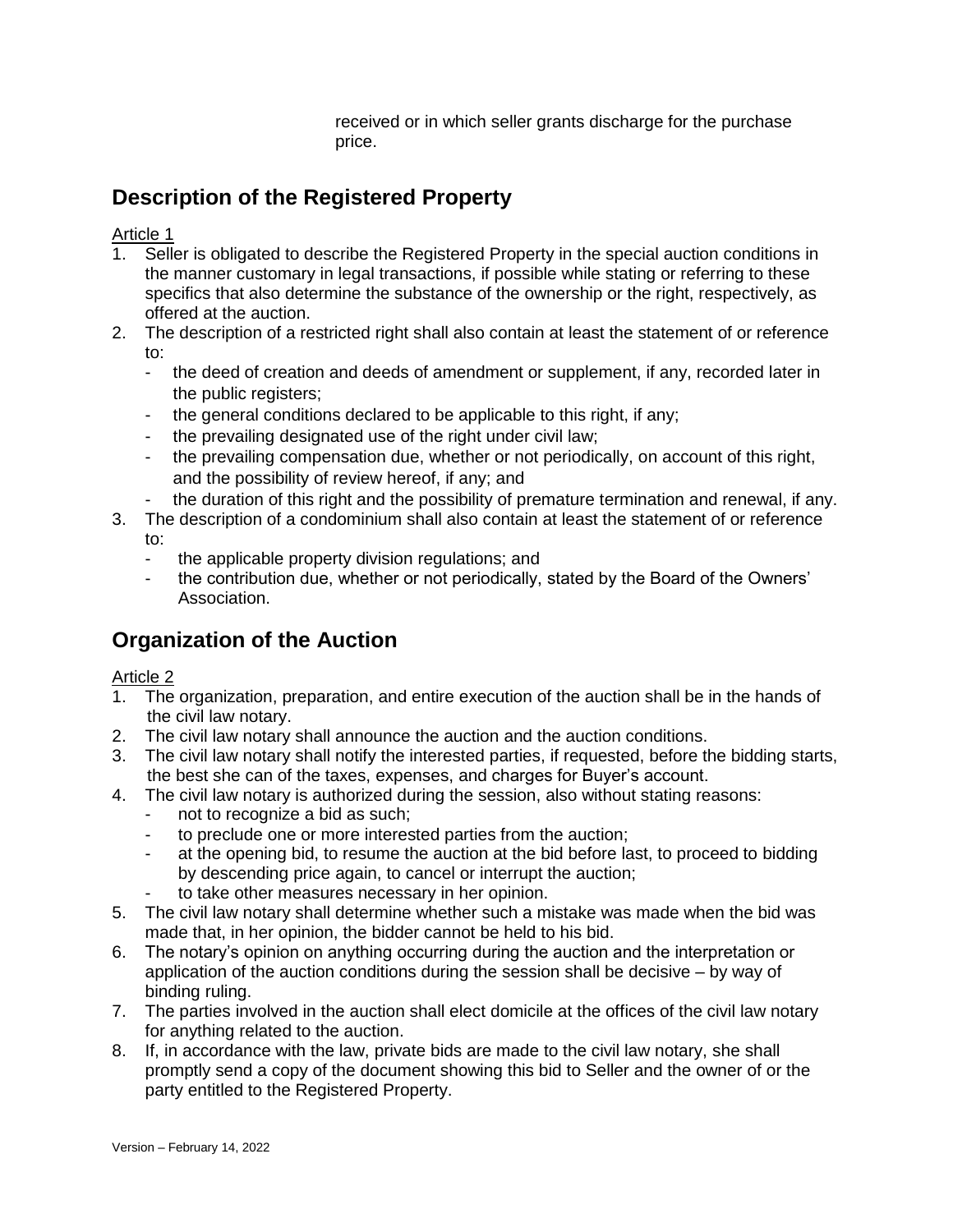received or in which seller grants discharge for the purchase price.

## Description of the Registered Property

Article 1

1. Seller is obligated to describe the Registered Property in the special auction conditions in the manner customary in legal transactions, if possible while stating or referring to these specifics that also determine the substance of the ownership or the right, respectively, as offered at the auction.
2. The description of a restricted right shall also contain at least the statement of or reference to:
   - the deed of creation and deeds of amendment or supplement, if any, recorded later in the public registers;
   - the general conditions declared to be applicable to this right, if any;
   - the prevailing designated use of the right under civil law;
   - the prevailing compensation due, whether or not periodically, on account of this right, and the possibility of review hereof, if any; and
   - the duration of this right and the possibility of premature termination and renewal, if any.
3. The description of a condominium shall also contain at least the statement of or reference to:
   - the applicable property division regulations; and
   - the contribution due, whether or not periodically, stated by the Board of the Owners' Association.

## Organization of the Auction

Article 2

1. The organization, preparation, and entire execution of the auction shall be in the hands of the civil law notary.
2. The civil law notary shall announce the auction and the auction conditions.
3. The civil law notary shall notify the interested parties, if requested, before the bidding starts, the best she can of the taxes, expenses, and charges for Buyer's account.
4. The civil law notary is authorized during the session, also without stating reasons:
   - not to recognize a bid as such;
   - to preclude one or more interested parties from the auction;
   - at the opening bid, to resume the auction at the bid before last, to proceed to bidding by descending price again, to cancel or interrupt the auction;
   - to take other measures necessary in her opinion.
5. The civil law notary shall determine whether such a mistake was made when the bid was made that, in her opinion, the bidder cannot be held to his bid.
6. The notary's opinion on anything occurring during the auction and the interpretation or application of the auction conditions during the session shall be decisive – by way of binding ruling.
7. The parties involved in the auction shall elect domicile at the offices of the civil law notary for anything related to the auction.
8. If, in accordance with the law, private bids are made to the civil law notary, she shall promptly send a copy of the document showing this bid to Seller and the owner of or the party entitled to the Registered Property.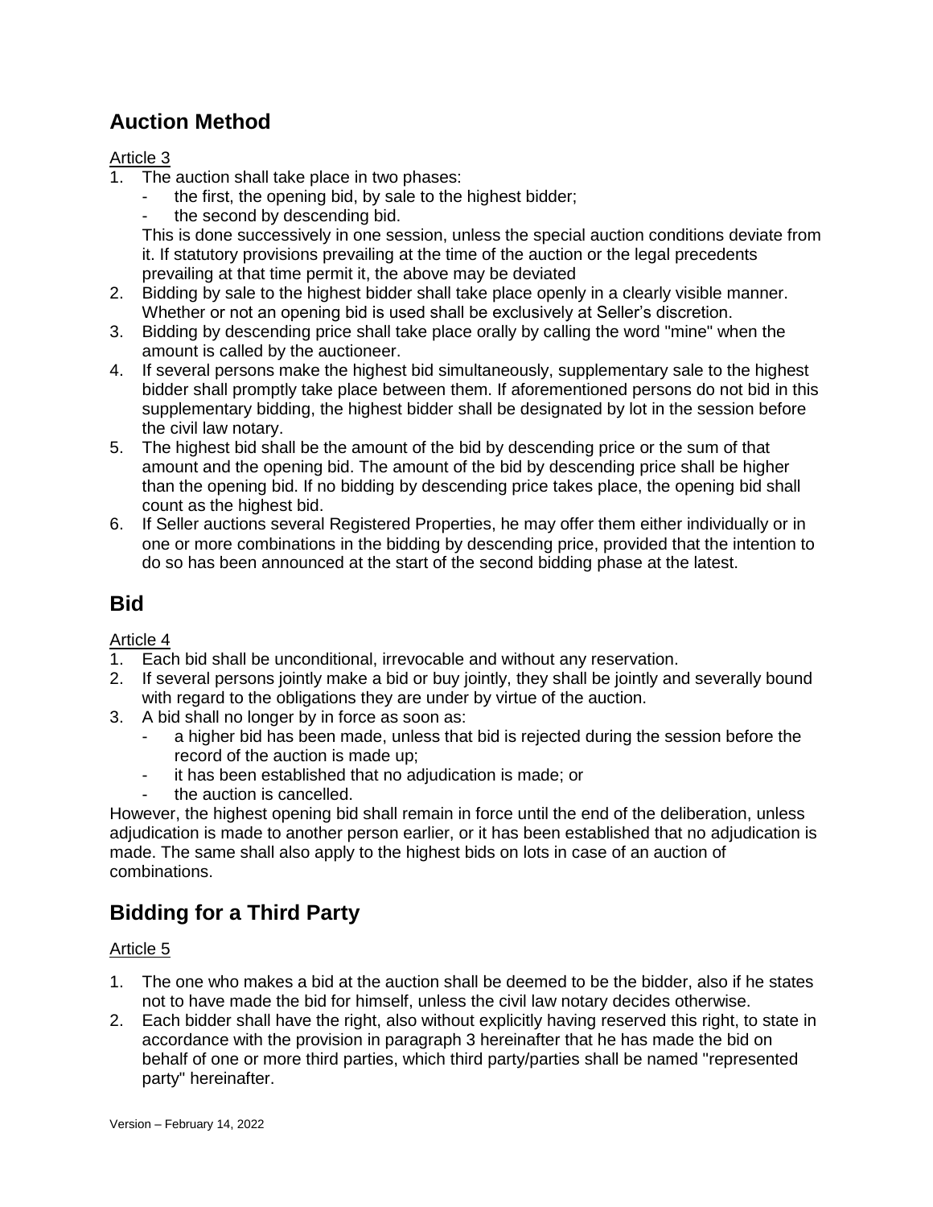## Auction Method

Article 3

1. The auction shall take place in two phases:
   - the first, the opening bid, by sale to the highest bidder;
   - the second by descending bid.

   This is done successively in one session, unless the special auction conditions deviate from it. If statutory provisions prevailing at the time of the auction or the legal precedents prevailing at that time permit it, the above may be deviated
2. Bidding by sale to the highest bidder shall take place openly in a clearly visible manner. Whether or not an opening bid is used shall be exclusively at Seller's discretion.
3. Bidding by descending price shall take place orally by calling the word "mine" when the amount is called by the auctioneer.
4. If several persons make the highest bid simultaneously, supplementary sale to the highest bidder shall promptly take place between them. If aforementioned persons do not bid in this supplementary bidding, the highest bidder shall be designated by lot in the session before the civil law notary.
5. The highest bid shall be the amount of the bid by descending price or the sum of that amount and the opening bid. The amount of the bid by descending price shall be higher than the opening bid. If no bidding by descending price takes place, the opening bid shall count as the highest bid.
6. If Seller auctions several Registered Properties, he may offer them either individually or in one or more combinations in the bidding by descending price, provided that the intention to do so has been announced at the start of the second bidding phase at the latest.

## Bid

Article 4

1. Each bid shall be unconditional, irrevocable and without any reservation.
2. If several persons jointly make a bid or buy jointly, they shall be jointly and severally bound with regard to the obligations they are under by virtue of the auction.
3. A bid shall no longer by in force as soon as:
   - a higher bid has been made, unless that bid is rejected during the session before the record of the auction is made up;
   - it has been established that no adjudication is made; or
   - the auction is cancelled.

However, the highest opening bid shall remain in force until the end of the deliberation, unless adjudication is made to another person earlier, or it has been established that no adjudication is made. The same shall also apply to the highest bids on lots in case of an auction of combinations.

## Bidding for a Third Party

Article 5

1. The one who makes a bid at the auction shall be deemed to be the bidder, also if he states not to have made the bid for himself, unless the civil law notary decides otherwise.
2. Each bidder shall have the right, also without explicitly having reserved this right, to state in accordance with the provision in paragraph 3 hereinafter that he has made the bid on behalf of one or more third parties, which third party/parties shall be named "represented party" hereinafter.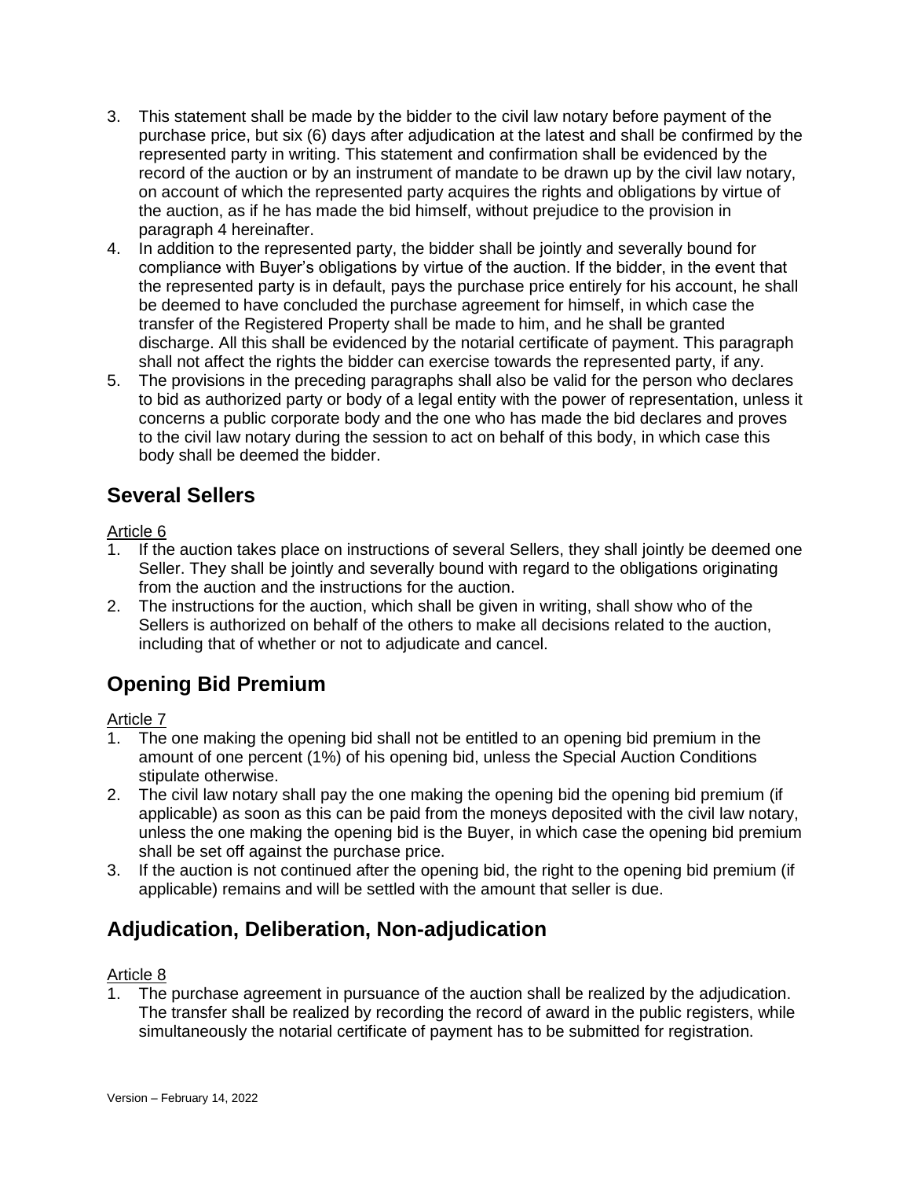3. This statement shall be made by the bidder to the civil law notary before payment of the purchase price, but six (6) days after adjudication at the latest and shall be confirmed by the represented party in writing. This statement and confirmation shall be evidenced by the record of the auction or by an instrument of mandate to be drawn up by the civil law notary, on account of which the represented party acquires the rights and obligations by virtue of the auction, as if he has made the bid himself, without prejudice to the provision in paragraph 4 hereinafter.
4. In addition to the represented party, the bidder shall be jointly and severally bound for compliance with Buyer's obligations by virtue of the auction. If the bidder, in the event that the represented party is in default, pays the purchase price entirely for his account, he shall be deemed to have concluded the purchase agreement for himself, in which case the transfer of the Registered Property shall be made to him, and he shall be granted discharge. All this shall be evidenced by the notarial certificate of payment. This paragraph shall not affect the rights the bidder can exercise towards the represented party, if any.
5. The provisions in the preceding paragraphs shall also be valid for the person who declares to bid as authorized party or body of a legal entity with the power of representation, unless it concerns a public corporate body and the one who has made the bid declares and proves to the civil law notary during the session to act on behalf of this body, in which case this body shall be deemed the bidder.

## Several Sellers

Article 6

1. If the auction takes place on instructions of several Sellers, they shall jointly be deemed one Seller. They shall be jointly and severally bound with regard to the obligations originating from the auction and the instructions for the auction.
2. The instructions for the auction, which shall be given in writing, shall show who of the Sellers is authorized on behalf of the others to make all decisions related to the auction, including that of whether or not to adjudicate and cancel.

## Opening Bid Premium

Article 7

1. The one making the opening bid shall not be entitled to an opening bid premium in the amount of one percent (1%) of his opening bid, unless the Special Auction Conditions stipulate otherwise.
2. The civil law notary shall pay the one making the opening bid the opening bid premium (if applicable) as soon as this can be paid from the moneys deposited with the civil law notary, unless the one making the opening bid is the Buyer, in which case the opening bid premium shall be set off against the purchase price.
3. If the auction is not continued after the opening bid, the right to the opening bid premium (if applicable) remains and will be settled with the amount that seller is due.

## Adjudication, Deliberation, Non-adjudication

Article 8

1. The purchase agreement in pursuance of the auction shall be realized by the adjudication. The transfer shall be realized by recording the record of award in the public registers, while simultaneously the notarial certificate of payment has to be submitted for registration.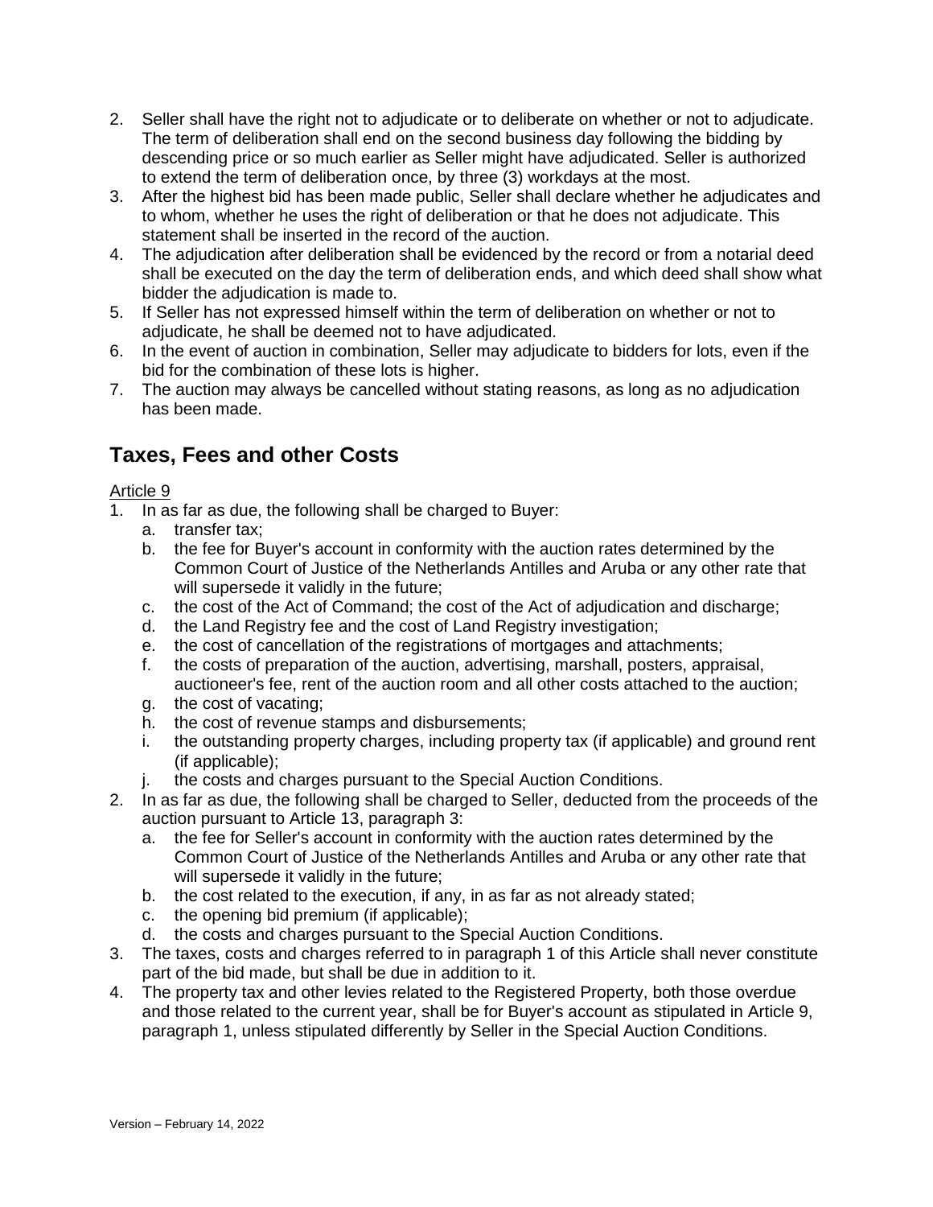2. Seller shall have the right not to adjudicate or to deliberate on whether or not to adjudicate. The term of deliberation shall end on the second business day following the bidding by descending price or so much earlier as Seller might have adjudicated. Seller is authorized to extend the term of deliberation once, by three (3) workdays at the most.
3. After the highest bid has been made public, Seller shall declare whether he adjudicates and to whom, whether he uses the right of deliberation or that he does not adjudicate. This statement shall be inserted in the record of the auction.
4. The adjudication after deliberation shall be evidenced by the record or from a notarial deed shall be executed on the day the term of deliberation ends, and which deed shall show what bidder the adjudication is made to.
5. If Seller has not expressed himself within the term of deliberation on whether or not to adjudicate, he shall be deemed not to have adjudicated.
6. In the event of auction in combination, Seller may adjudicate to bidders for lots, even if the bid for the combination of these lots is higher.
7. The auction may always be cancelled without stating reasons, as long as no adjudication has been made.

## Taxes, Fees and other Costs

Article 9

1. In as far as due, the following shall be charged to Buyer:
   a. transfer tax;
   b. the fee for Buyer's account in conformity with the auction rates determined by the Common Court of Justice of the Netherlands Antilles and Aruba or any other rate that will supersede it validly in the future;
   c. the cost of the Act of Command; the cost of the Act of adjudication and discharge;
   d. the Land Registry fee and the cost of Land Registry investigation;
   e. the cost of cancellation of the registrations of mortgages and attachments;
   f. the costs of preparation of the auction, advertising, marshall, posters, appraisal, auctioneer's fee, rent of the auction room and all other costs attached to the auction;
   g. the cost of vacating;
   h. the cost of revenue stamps and disbursements;
   i. the outstanding property charges, including property tax (if applicable) and ground rent (if applicable);
   j. the costs and charges pursuant to the Special Auction Conditions.
2. In as far as due, the following shall be charged to Seller, deducted from the proceeds of the auction pursuant to Article 13, paragraph 3:
   a. the fee for Seller's account in conformity with the auction rates determined by the Common Court of Justice of the Netherlands Antilles and Aruba or any other rate that will supersede it validly in the future;
   b. the cost related to the execution, if any, in as far as not already stated;
   c. the opening bid premium (if applicable);
   d. the costs and charges pursuant to the Special Auction Conditions.
3. The taxes, costs and charges referred to in paragraph 1 of this Article shall never constitute part of the bid made, but shall be due in addition to it.
4. The property tax and other levies related to the Registered Property, both those overdue and those related to the current year, shall be for Buyer's account as stipulated in Article 9, paragraph 1, unless stipulated differently by Seller in the Special Auction Conditions.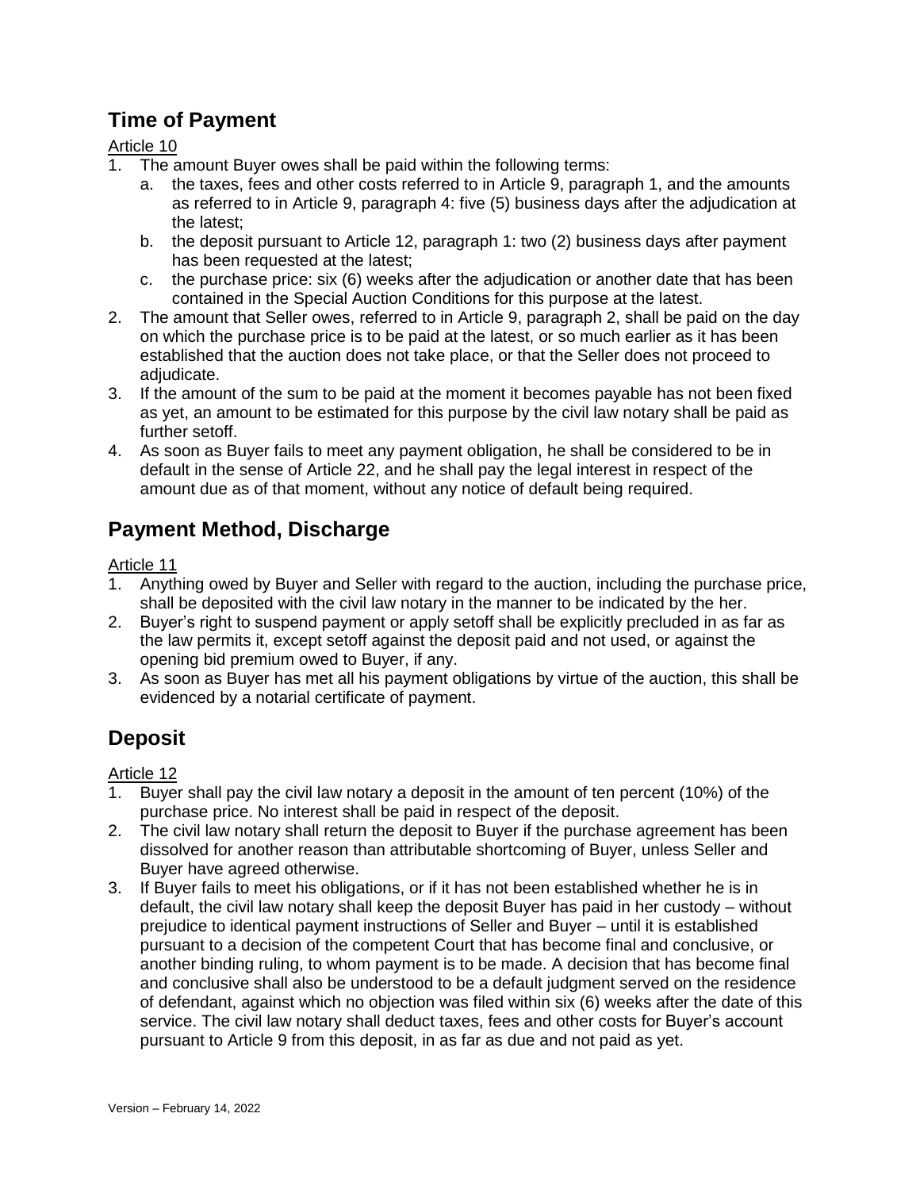## Time of Payment

Article 10

1. The amount Buyer owes shall be paid within the following terms:
   a. the taxes, fees and other costs referred to in Article 9, paragraph 1, and the amounts as referred to in Article 9, paragraph 4: five (5) business days after the adjudication at the latest;
   b. the deposit pursuant to Article 12, paragraph 1: two (2) business days after payment has been requested at the latest;
   c. the purchase price: six (6) weeks after the adjudication or another date that has been contained in the Special Auction Conditions for this purpose at the latest.
2. The amount that Seller owes, referred to in Article 9, paragraph 2, shall be paid on the day on which the purchase price is to be paid at the latest, or so much earlier as it has been established that the auction does not take place, or that the Seller does not proceed to adjudicate.
3. If the amount of the sum to be paid at the moment it becomes payable has not been fixed as yet, an amount to be estimated for this purpose by the civil law notary shall be paid as further setoff.
4. As soon as Buyer fails to meet any payment obligation, he shall be considered to be in default in the sense of Article 22, and he shall pay the legal interest in respect of the amount due as of that moment, without any notice of default being required.

## Payment Method, Discharge

Article 11

1. Anything owed by Buyer and Seller with regard to the auction, including the purchase price, shall be deposited with the civil law notary in the manner to be indicated by the her.
2. Buyer's right to suspend payment or apply setoff shall be explicitly precluded in as far as the law permits it, except setoff against the deposit paid and not used, or against the opening bid premium owed to Buyer, if any.
3. As soon as Buyer has met all his payment obligations by virtue of the auction, this shall be evidenced by a notarial certificate of payment.

## Deposit

Article 12

1. Buyer shall pay the civil law notary a deposit in the amount of ten percent (10%) of the purchase price. No interest shall be paid in respect of the deposit.
2. The civil law notary shall return the deposit to Buyer if the purchase agreement has been dissolved for another reason than attributable shortcoming of Buyer, unless Seller and Buyer have agreed otherwise.
3. If Buyer fails to meet his obligations, or if it has not been established whether he is in default, the civil law notary shall keep the deposit Buyer has paid in her custody – without prejudice to identical payment instructions of Seller and Buyer – until it is established pursuant to a decision of the competent Court that has become final and conclusive, or another binding ruling, to whom payment is to be made. A decision that has become final and conclusive shall also be understood to be a default judgment served on the residence of defendant, against which no objection was filed within six (6) weeks after the date of this service. The civil law notary shall deduct taxes, fees and other costs for Buyer's account pursuant to Article 9 from this deposit, in as far as due and not paid as yet.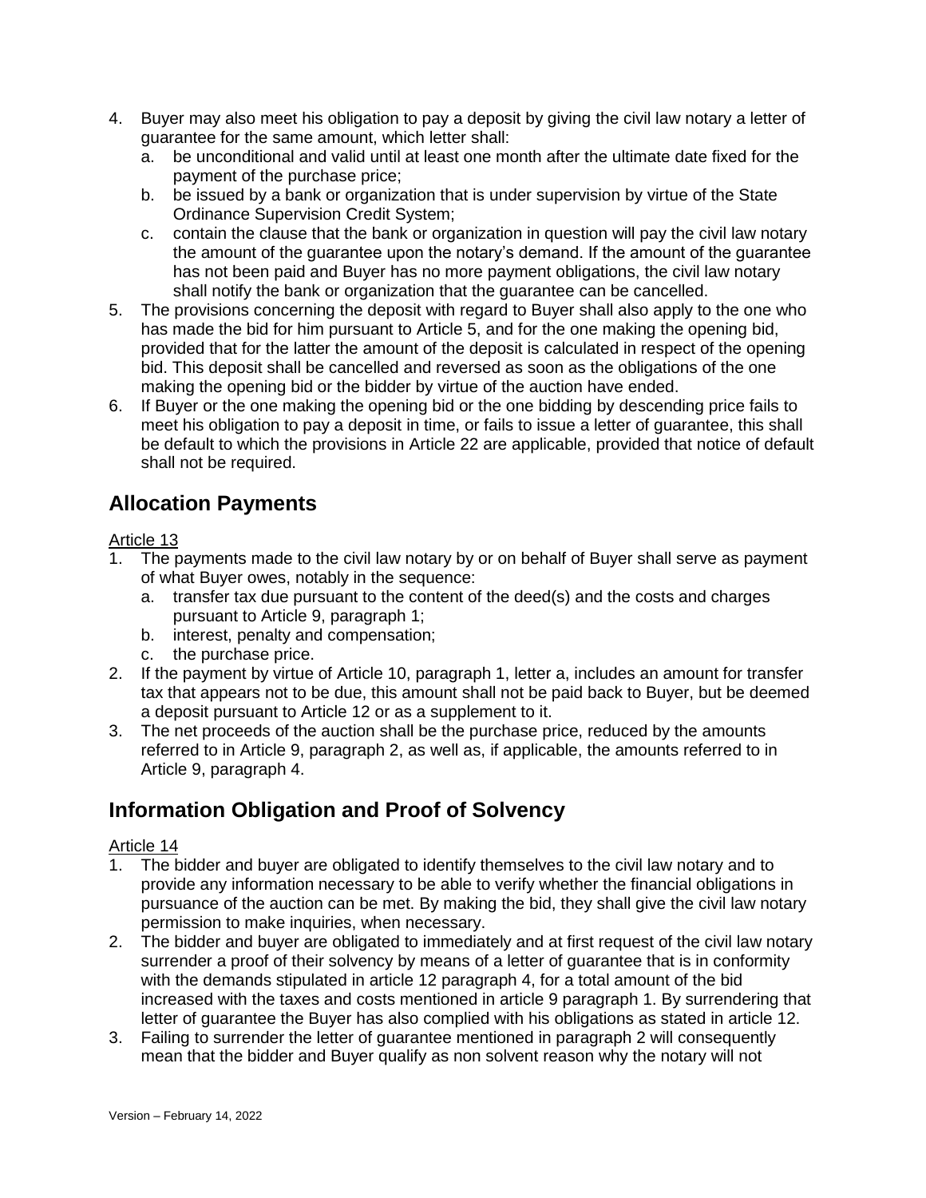4. Buyer may also meet his obligation to pay a deposit by giving the civil law notary a letter of guarantee for the same amount, which letter shall:
   a. be unconditional and valid until at least one month after the ultimate date fixed for the payment of the purchase price;
   b. be issued by a bank or organization that is under supervision by virtue of the State Ordinance Supervision Credit System;
   c. contain the clause that the bank or organization in question will pay the civil law notary the amount of the guarantee upon the notary's demand. If the amount of the guarantee has not been paid and Buyer has no more payment obligations, the civil law notary shall notify the bank or organization that the guarantee can be cancelled.
5. The provisions concerning the deposit with regard to Buyer shall also apply to the one who has made the bid for him pursuant to Article 5, and for the one making the opening bid, provided that for the latter the amount of the deposit is calculated in respect of the opening bid. This deposit shall be cancelled and reversed as soon as the obligations of the one making the opening bid or the bidder by virtue of the auction have ended.
6. If Buyer or the one making the opening bid or the one bidding by descending price fails to meet his obligation to pay a deposit in time, or fails to issue a letter of guarantee, this shall be default to which the provisions in Article 22 are applicable, provided that notice of default shall not be required.

## Allocation Payments

Article 13

1. The payments made to the civil law notary by or on behalf of Buyer shall serve as payment of what Buyer owes, notably in the sequence:
   a. transfer tax due pursuant to the content of the deed(s) and the costs and charges pursuant to Article 9, paragraph 1;
   b. interest, penalty and compensation;
   c. the purchase price.
2. If the payment by virtue of Article 10, paragraph 1, letter a, includes an amount for transfer tax that appears not to be due, this amount shall not be paid back to Buyer, but be deemed a deposit pursuant to Article 12 or as a supplement to it.
3. The net proceeds of the auction shall be the purchase price, reduced by the amounts referred to in Article 9, paragraph 2, as well as, if applicable, the amounts referred to in Article 9, paragraph 4.

## Information Obligation and Proof of Solvency

Article 14

1. The bidder and buyer are obligated to identify themselves to the civil law notary and to provide any information necessary to be able to verify whether the financial obligations in pursuance of the auction can be met. By making the bid, they shall give the civil law notary permission to make inquiries, when necessary.
2. The bidder and buyer are obligated to immediately and at first request of the civil law notary surrender a proof of their solvency by means of a letter of guarantee that is in conformity with the demands stipulated in article 12 paragraph 4, for a total amount of the bid increased with the taxes and costs mentioned in article 9 paragraph 1. By surrendering that letter of guarantee the Buyer has also complied with his obligations as stated in article 12.
3. Failing to surrender the letter of guarantee mentioned in paragraph 2 will consequently mean that the bidder and Buyer qualify as non solvent reason why the notary will not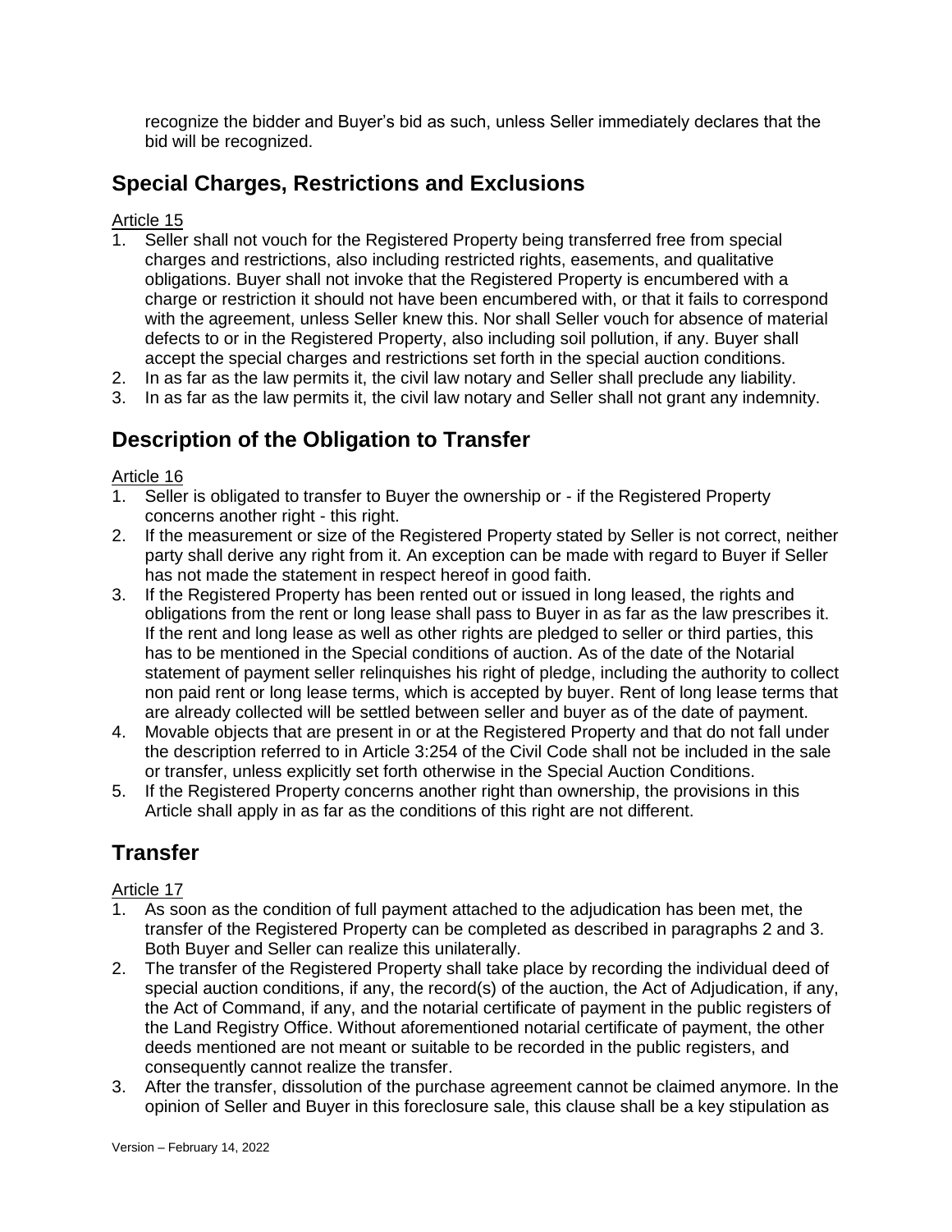recognize the bidder and Buyer's bid as such, unless Seller immediately declares that the bid will be recognized.

## Special Charges, Restrictions and Exclusions

Article 15

1. Seller shall not vouch for the Registered Property being transferred free from special charges and restrictions, also including restricted rights, easements, and qualitative obligations. Buyer shall not invoke that the Registered Property is encumbered with a charge or restriction it should not have been encumbered with, or that it fails to correspond with the agreement, unless Seller knew this. Nor shall Seller vouch for absence of material defects to or in the Registered Property, also including soil pollution, if any. Buyer shall accept the special charges and restrictions set forth in the special auction conditions.
2. In as far as the law permits it, the civil law notary and Seller shall preclude any liability.
3. In as far as the law permits it, the civil law notary and Seller shall not grant any indemnity.

## Description of the Obligation to Transfer

Article 16

1. Seller is obligated to transfer to Buyer the ownership or - if the Registered Property concerns another right - this right.
2. If the measurement or size of the Registered Property stated by Seller is not correct, neither party shall derive any right from it. An exception can be made with regard to Buyer if Seller has not made the statement in respect hereof in good faith.
3. If the Registered Property has been rented out or issued in long leased, the rights and obligations from the rent or long lease shall pass to Buyer in as far as the law prescribes it. If the rent and long lease as well as other rights are pledged to seller or third parties, this has to be mentioned in the Special conditions of auction. As of the date of the Notarial statement of payment seller relinquishes his right of pledge, including the authority to collect non paid rent or long lease terms, which is accepted by buyer. Rent of long lease terms that are already collected will be settled between seller and buyer as of the date of payment.
4. Movable objects that are present in or at the Registered Property and that do not fall under the description referred to in Article 3:254 of the Civil Code shall not be included in the sale or transfer, unless explicitly set forth otherwise in the Special Auction Conditions.
5. If the Registered Property concerns another right than ownership, the provisions in this Article shall apply in as far as the conditions of this right are not different.

## Transfer

Article 17

1. As soon as the condition of full payment attached to the adjudication has been met, the transfer of the Registered Property can be completed as described in paragraphs 2 and 3. Both Buyer and Seller can realize this unilaterally.
2. The transfer of the Registered Property shall take place by recording the individual deed of special auction conditions, if any, the record(s) of the auction, the Act of Adjudication, if any, the Act of Command, if any, and the notarial certificate of payment in the public registers of the Land Registry Office. Without aforementioned notarial certificate of payment, the other deeds mentioned are not meant or suitable to be recorded in the public registers, and consequently cannot realize the transfer.
3. After the transfer, dissolution of the purchase agreement cannot be claimed anymore. In the opinion of Seller and Buyer in this foreclosure sale, this clause shall be a key stipulation as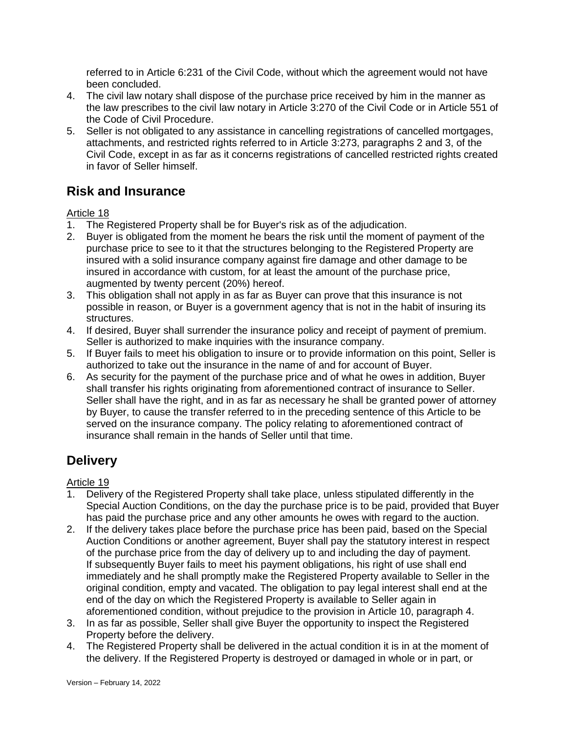referred to in Article 6:231 of the Civil Code, without which the agreement would not have been concluded.

4. The civil law notary shall dispose of the purchase price received by him in the manner as the law prescribes to the civil law notary in Article 3:270 of the Civil Code or in Article 551 of the Code of Civil Procedure.
5. Seller is not obligated to any assistance in cancelling registrations of cancelled mortgages, attachments, and restricted rights referred to in Article 3:273, paragraphs 2 and 3, of the Civil Code, except in as far as it concerns registrations of cancelled restricted rights created in favor of Seller himself.

## Risk and Insurance

Article 18

1. The Registered Property shall be for Buyer's risk as of the adjudication.
2. Buyer is obligated from the moment he bears the risk until the moment of payment of the purchase price to see to it that the structures belonging to the Registered Property are insured with a solid insurance company against fire damage and other damage to be insured in accordance with custom, for at least the amount of the purchase price, augmented by twenty percent (20%) hereof.
3. This obligation shall not apply in as far as Buyer can prove that this insurance is not possible in reason, or Buyer is a government agency that is not in the habit of insuring its structures.
4. If desired, Buyer shall surrender the insurance policy and receipt of payment of premium. Seller is authorized to make inquiries with the insurance company.
5. If Buyer fails to meet his obligation to insure or to provide information on this point, Seller is authorized to take out the insurance in the name of and for account of Buyer.
6. As security for the payment of the purchase price and of what he owes in addition, Buyer shall transfer his rights originating from aforementioned contract of insurance to Seller. Seller shall have the right, and in as far as necessary he shall be granted power of attorney by Buyer, to cause the transfer referred to in the preceding sentence of this Article to be served on the insurance company. The policy relating to aforementioned contract of insurance shall remain in the hands of Seller until that time.

## Delivery

Article 19

1. Delivery of the Registered Property shall take place, unless stipulated differently in the Special Auction Conditions, on the day the purchase price is to be paid, provided that Buyer has paid the purchase price and any other amounts he owes with regard to the auction.
2. If the delivery takes place before the purchase price has been paid, based on the Special Auction Conditions or another agreement, Buyer shall pay the statutory interest in respect of the purchase price from the day of delivery up to and including the day of payment. If subsequently Buyer fails to meet his payment obligations, his right of use shall end immediately and he shall promptly make the Registered Property available to Seller in the original condition, empty and vacated. The obligation to pay legal interest shall end at the end of the day on which the Registered Property is available to Seller again in aforementioned condition, without prejudice to the provision in Article 10, paragraph 4.
3. In as far as possible, Seller shall give Buyer the opportunity to inspect the Registered Property before the delivery.
4. The Registered Property shall be delivered in the actual condition it is in at the moment of the delivery. If the Registered Property is destroyed or damaged in whole or in part, or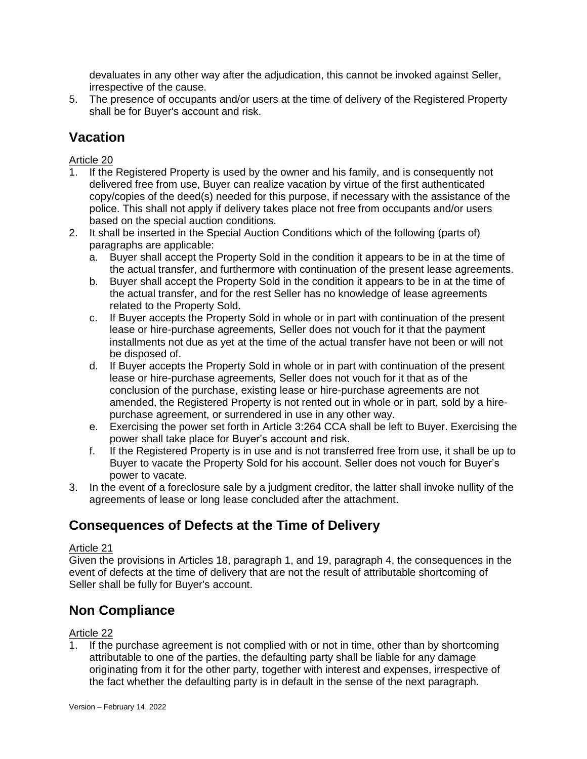devaluates in any other way after the adjudication, this cannot be invoked against Seller, irrespective of the cause.

5. The presence of occupants and/or users at the time of delivery of the Registered Property shall be for Buyer's account and risk.

## Vacation

Article 20

1. If the Registered Property is used by the owner and his family, and is consequently not delivered free from use, Buyer can realize vacation by virtue of the first authenticated copy/copies of the deed(s) needed for this purpose, if necessary with the assistance of the police. This shall not apply if delivery takes place not free from occupants and/or users based on the special auction conditions.
2. It shall be inserted in the Special Auction Conditions which of the following (parts of) paragraphs are applicable:
   a. Buyer shall accept the Property Sold in the condition it appears to be in at the time of the actual transfer, and furthermore with continuation of the present lease agreements.
   b. Buyer shall accept the Property Sold in the condition it appears to be in at the time of the actual transfer, and for the rest Seller has no knowledge of lease agreements related to the Property Sold.
   c. If Buyer accepts the Property Sold in whole or in part with continuation of the present lease or hire-purchase agreements, Seller does not vouch for it that the payment installments not due as yet at the time of the actual transfer have not been or will not be disposed of.
   d. If Buyer accepts the Property Sold in whole or in part with continuation of the present lease or hire-purchase agreements, Seller does not vouch for it that as of the conclusion of the purchase, existing lease or hire-purchase agreements are not amended, the Registered Property is not rented out in whole or in part, sold by a hire-purchase agreement, or surrendered in use in any other way.
   e. Exercising the power set forth in Article 3:264 CCA shall be left to Buyer. Exercising the power shall take place for Buyer's account and risk.
   f. If the Registered Property is in use and is not transferred free from use, it shall be up to Buyer to vacate the Property Sold for his account. Seller does not vouch for Buyer's power to vacate.
3. In the event of a foreclosure sale by a judgment creditor, the latter shall invoke nullity of the agreements of lease or long lease concluded after the attachment.

## Consequences of Defects at the Time of Delivery

Article 21

Given the provisions in Articles 18, paragraph 1, and 19, paragraph 4, the consequences in the event of defects at the time of delivery that are not the result of attributable shortcoming of Seller shall be fully for Buyer's account.

## Non Compliance

Article 22

1. If the purchase agreement is not complied with or not in time, other than by shortcoming attributable to one of the parties, the defaulting party shall be liable for any damage originating from it for the other party, together with interest and expenses, irrespective of the fact whether the defaulting party is in default in the sense of the next paragraph.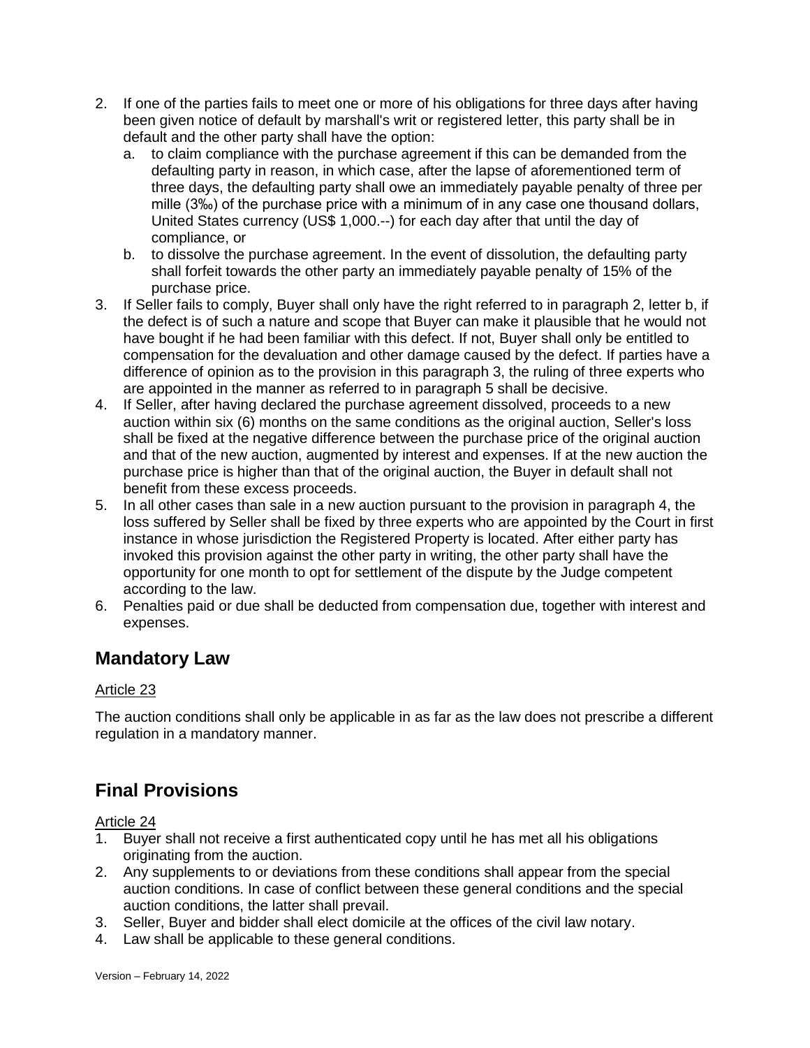2. If one of the parties fails to meet one or more of his obligations for three days after having been given notice of default by marshall's writ or registered letter, this party shall be in default and the other party shall have the option:
   a. to claim compliance with the purchase agreement if this can be demanded from the defaulting party in reason, in which case, after the lapse of aforementioned term of three days, the defaulting party shall owe an immediately payable penalty of three per mille (3‰) of the purchase price with a minimum of in any case one thousand dollars, United States currency (US$ 1,000.--) for each day after that until the day of compliance, or
   b. to dissolve the purchase agreement. In the event of dissolution, the defaulting party shall forfeit towards the other party an immediately payable penalty of 15% of the purchase price.
3. If Seller fails to comply, Buyer shall only have the right referred to in paragraph 2, letter b, if the defect is of such a nature and scope that Buyer can make it plausible that he would not have bought if he had been familiar with this defect. If not, Buyer shall only be entitled to compensation for the devaluation and other damage caused by the defect. If parties have a difference of opinion as to the provision in this paragraph 3, the ruling of three experts who are appointed in the manner as referred to in paragraph 5 shall be decisive.
4. If Seller, after having declared the purchase agreement dissolved, proceeds to a new auction within six (6) months on the same conditions as the original auction, Seller's loss shall be fixed at the negative difference between the purchase price of the original auction and that of the new auction, augmented by interest and expenses. If at the new auction the purchase price is higher than that of the original auction, the Buyer in default shall not benefit from these excess proceeds.
5. In all other cases than sale in a new auction pursuant to the provision in paragraph 4, the loss suffered by Seller shall be fixed by three experts who are appointed by the Court in first instance in whose jurisdiction the Registered Property is located. After either party has invoked this provision against the other party in writing, the other party shall have the opportunity for one month to opt for settlement of the dispute by the Judge competent according to the law.
6. Penalties paid or due shall be deducted from compensation due, together with interest and expenses.

## Mandatory Law

Article 23

The auction conditions shall only be applicable in as far as the law does not prescribe a different regulation in a mandatory manner.

## Final Provisions

Article 24

1. Buyer shall not receive a first authenticated copy until he has met all his obligations originating from the auction.
2. Any supplements to or deviations from these conditions shall appear from the special auction conditions. In case of conflict between these general conditions and the special auction conditions, the latter shall prevail.
3. Seller, Buyer and bidder shall elect domicile at the offices of the civil law notary.
4. Law shall be applicable to these general conditions.

Version – February 14, 2022